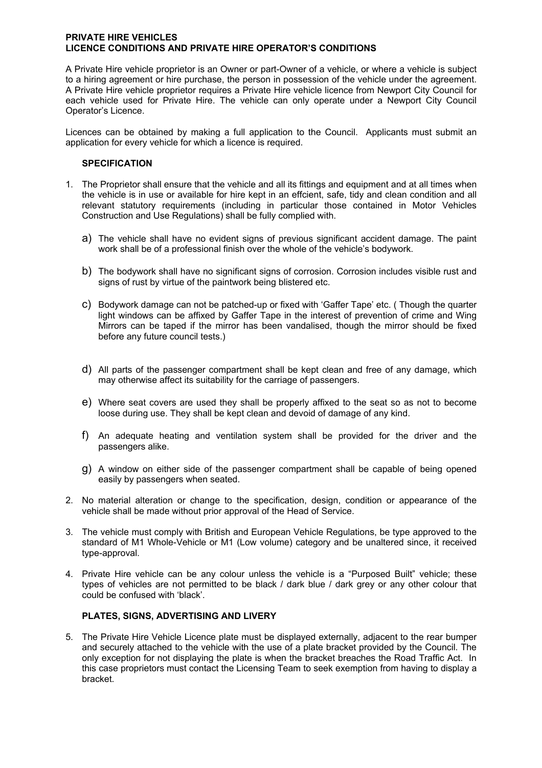# PRIVATE HIRE VEHICLES
# LICENCE CONDITIONS AND PRIVATE HIRE OPERATOR'S CONDITIONS

A Private Hire vehicle proprietor is an Owner or part-Owner of a vehicle, or where a vehicle is subject to a hiring agreement or hire purchase, the person in possession of the vehicle under the agreement. A Private Hire vehicle proprietor requires a Private Hire vehicle licence from Newport City Council for each vehicle used for Private Hire. The vehicle can only operate under a Newport City Council Operator's Licence.

Licences can be obtained by making a full application to the Council. Applicants must submit an application for every vehicle for which a licence is required.

## SPECIFICATION

1. The Proprietor shall ensure that the vehicle and all its fittings and equipment and at all times when the vehicle is in use or available for hire kept in an effcient, safe, tidy and clean condition and all relevant statutory requirements (including in particular those contained in Motor Vehicles Construction and Use Regulations) shall be fully complied with.

   a) The vehicle shall have no evident signs of previous significant accident damage. The paint work shall be of a professional finish over the whole of the vehicle's bodywork.

   b) The bodywork shall have no significant signs of corrosion. Corrosion includes visible rust and signs of rust by virtue of the paintwork being blistered etc.

   c) Bodywork damage can not be patched-up or fixed with 'Gaffer Tape' etc. ( Though the quarter light windows can be affixed by Gaffer Tape in the interest of prevention of crime and Wing Mirrors can be taped if the mirror has been vandalised, though the mirror should be fixed before any future council tests.)

   d) All parts of the passenger compartment shall be kept clean and free of any damage, which may otherwise affect its suitability for the carriage of passengers.

   e) Where seat covers are used they shall be properly affixed to the seat so as not to become loose during use. They shall be kept clean and devoid of damage of any kind.

   f) An adequate heating and ventilation system shall be provided for the driver and the passengers alike.

   g) A window on either side of the passenger compartment shall be capable of being opened easily by passengers when seated.

2. No material alteration or change to the specification, design, condition or appearance of the vehicle shall be made without prior approval of the Head of Service.

3. The vehicle must comply with British and European Vehicle Regulations, be type approved to the standard of M1 Whole-Vehicle or M1 (Low volume) category and be unaltered since, it received type-approval.

4. Private Hire vehicle can be any colour unless the vehicle is a "Purposed Built" vehicle; these types of vehicles are not permitted to be black / dark blue / dark grey or any other colour that could be confused with 'black'.

## PLATES, SIGNS, ADVERTISING AND LIVERY

5. The Private Hire Vehicle Licence plate must be displayed externally, adjacent to the rear bumper and securely attached to the vehicle with the use of a plate bracket provided by the Council. The only exception for not displaying the plate is when the bracket breaches the Road Traffic Act. In this case proprietors must contact the Licensing Team to seek exemption from having to display a bracket.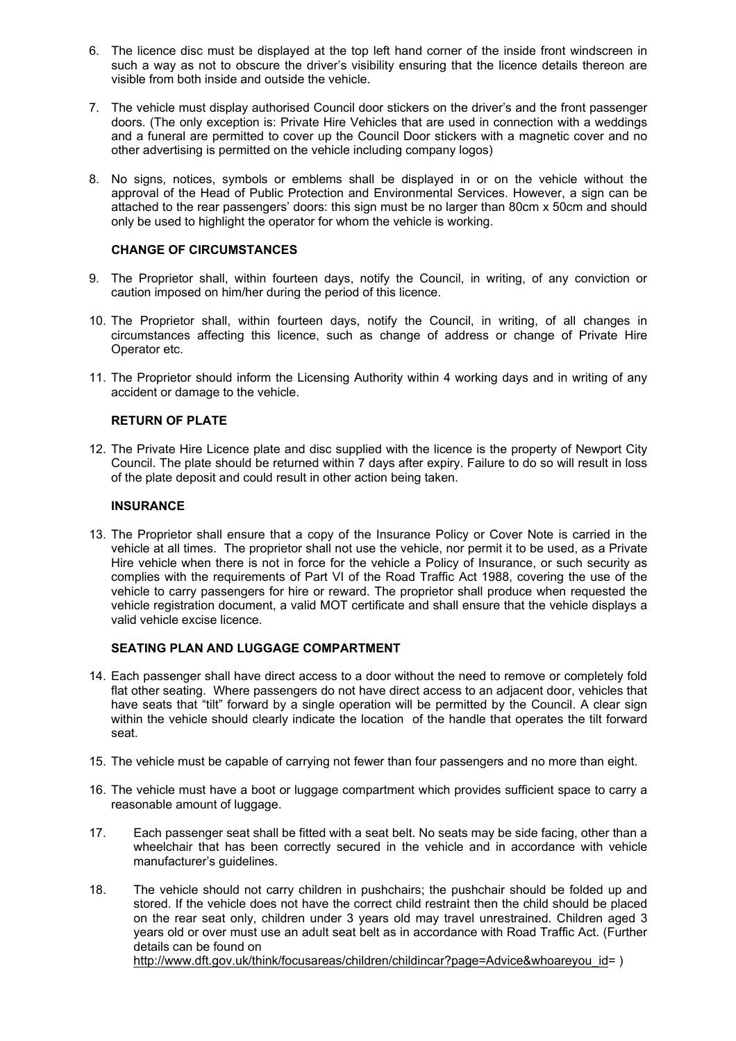6. The licence disc must be displayed at the top left hand corner of the inside front windscreen in such a way as not to obscure the driver's visibility ensuring that the licence details thereon are visible from both inside and outside the vehicle.

7. The vehicle must display authorised Council door stickers on the driver's and the front passenger doors. (The only exception is: Private Hire Vehicles that are used in connection with a weddings and a funeral are permitted to cover up the Council Door stickers with a magnetic cover and no other advertising is permitted on the vehicle including company logos)

8. No signs, notices, symbols or emblems shall be displayed in or on the vehicle without the approval of the Head of Public Protection and Environmental Services. However, a sign can be attached to the rear passengers' doors: this sign must be no larger than 80cm x 50cm and should only be used to highlight the operator for whom the vehicle is working.

**CHANGE OF CIRCUMSTANCES**

9. The Proprietor shall, within fourteen days, notify the Council, in writing, of any conviction or caution imposed on him/her during the period of this licence.

10. The Proprietor shall, within fourteen days, notify the Council, in writing, of all changes in circumstances affecting this licence, such as change of address or change of Private Hire Operator etc.

11. The Proprietor should inform the Licensing Authority within 4 working days and in writing of any accident or damage to the vehicle.

**RETURN OF PLATE**

12. The Private Hire Licence plate and disc supplied with the licence is the property of Newport City Council. The plate should be returned within 7 days after expiry. Failure to do so will result in loss of the plate deposit and could result in other action being taken.

**INSURANCE**

13. The Proprietor shall ensure that a copy of the Insurance Policy or Cover Note is carried in the vehicle at all times. The proprietor shall not use the vehicle, nor permit it to be used, as a Private Hire vehicle when there is not in force for the vehicle a Policy of Insurance, or such security as complies with the requirements of Part VI of the Road Traffic Act 1988, covering the use of the vehicle to carry passengers for hire or reward. The proprietor shall produce when requested the vehicle registration document, a valid MOT certificate and shall ensure that the vehicle displays a valid vehicle excise licence.

**SEATING PLAN AND LUGGAGE COMPARTMENT**

14. Each passenger shall have direct access to a door without the need to remove or completely fold flat other seating. Where passengers do not have direct access to an adjacent door, vehicles that have seats that "tilt" forward by a single operation will be permitted by the Council. A clear sign within the vehicle should clearly indicate the location of the handle that operates the tilt forward seat.

15. The vehicle must be capable of carrying not fewer than four passengers and no more than eight.

16. The vehicle must have a boot or luggage compartment which provides sufficient space to carry a reasonable amount of luggage.

17. Each passenger seat shall be fitted with a seat belt. No seats may be side facing, other than a wheelchair that has been correctly secured in the vehicle and in accordance with vehicle manufacturer's guidelines.

18. The vehicle should not carry children in pushchairs; the pushchair should be folded up and stored. If the vehicle does not have the correct child restraint then the child should be placed on the rear seat only, children under 3 years old may travel unrestrained. Children aged 3 years old or over must use an adult seat belt as in accordance with Road Traffic Act. (Further details can be found on http://www.dft.gov.uk/think/focusareas/children/childincar?page=Advice&whoareyou_id= )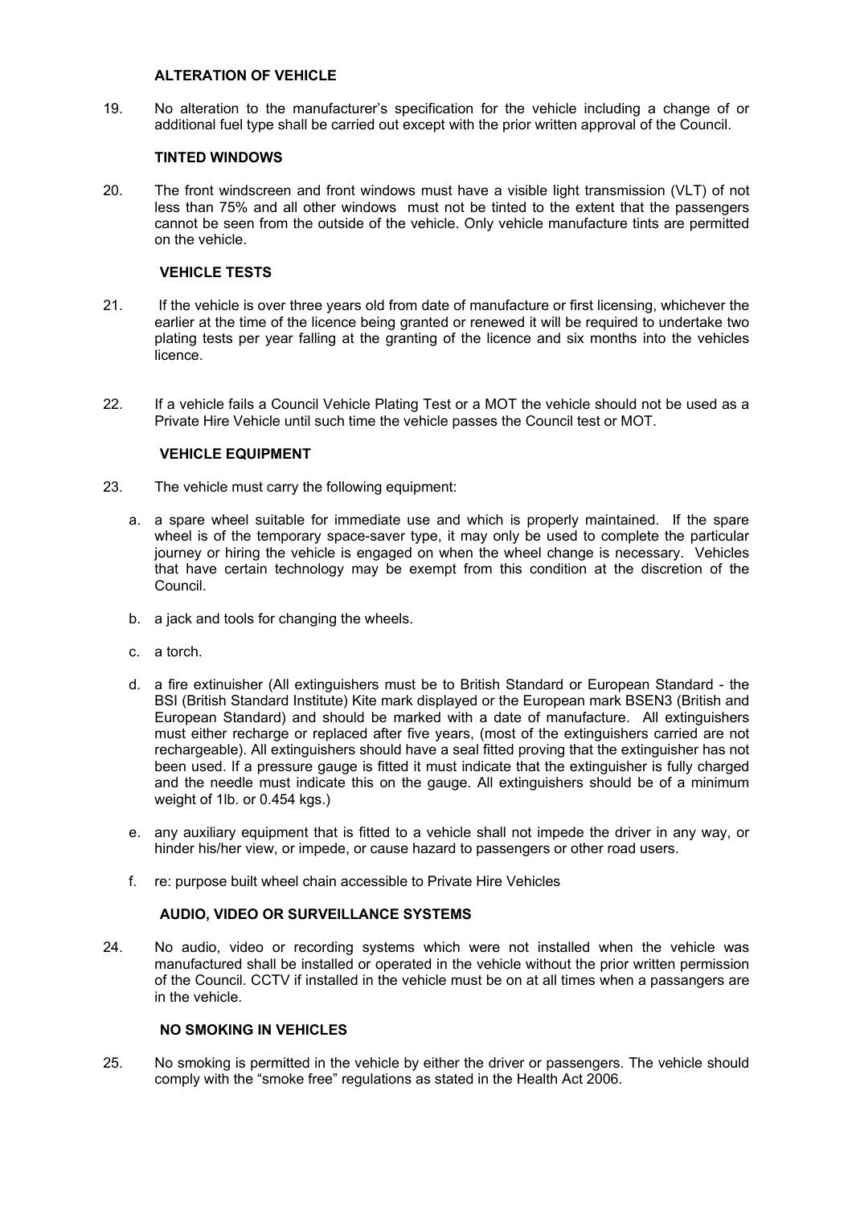### ALTERATION OF VEHICLE

19. No alteration to the manufacturer's specification for the vehicle including a change of or additional fuel type shall be carried out except with the prior written approval of the Council.

### TINTED WINDOWS

20. The front windscreen and front windows must have a visible light transmission (VLT) of not less than 75% and all other windows must not be tinted to the extent that the passengers cannot be seen from the outside of the vehicle. Only vehicle manufacture tints are permitted on the vehicle.

### VEHICLE TESTS

21. If the vehicle is over three years old from date of manufacture or first licensing, whichever the earlier at the time of the licence being granted or renewed it will be required to undertake two plating tests per year falling at the granting of the licence and six months into the vehicles licence.

22. If a vehicle fails a Council Vehicle Plating Test or a MOT the vehicle should not be used as a Private Hire Vehicle until such time the vehicle passes the Council test or MOT.

### VEHICLE EQUIPMENT

23. The vehicle must carry the following equipment:

   a. a spare wheel suitable for immediate use and which is properly maintained. If the spare wheel is of the temporary space-saver type, it may only be used to complete the particular journey or hiring the vehicle is engaged on when the wheel change is necessary. Vehicles that have certain technology may be exempt from this condition at the discretion of the Council.

   b. a jack and tools for changing the wheels.

   c. a torch.

   d. a fire extinuisher (All extinguishers must be to British Standard or European Standard - the BSI (British Standard Institute) Kite mark displayed or the European mark BSEN3 (British and European Standard) and should be marked with a date of manufacture. All extinguishers must either recharge or replaced after five years, (most of the extinguishers carried are not rechargeable). All extinguishers should have a seal fitted proving that the extinguisher has not been used. If a pressure gauge is fitted it must indicate that the extinguisher is fully charged and the needle must indicate this on the gauge. All extinguishers should be of a minimum weight of 1lb. or 0.454 kgs.)

   e. any auxiliary equipment that is fitted to a vehicle shall not impede the driver in any way, or hinder his/her view, or impede, or cause hazard to passengers or other road users.

   f. re: purpose built wheel chain accessible to Private Hire Vehicles

### AUDIO, VIDEO OR SURVEILLANCE SYSTEMS

24. No audio, video or recording systems which were not installed when the vehicle was manufactured shall be installed or operated in the vehicle without the prior written permission of the Council. CCTV if installed in the vehicle must be on at all times when a passangers are in the vehicle.

### NO SMOKING IN VEHICLES

25. No smoking is permitted in the vehicle by either the driver or passengers. The vehicle should comply with the "smoke free" regulations as stated in the Health Act 2006.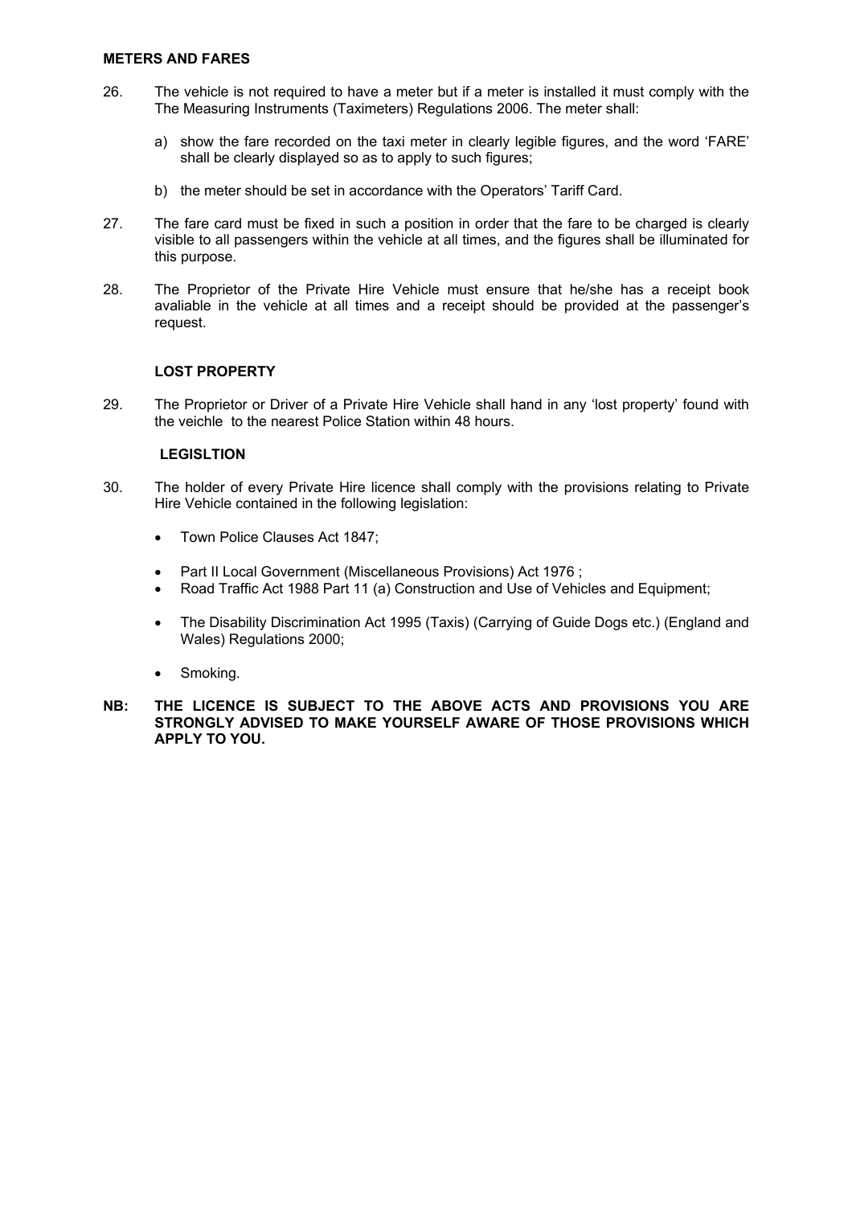**METERS AND FARES**

26. The vehicle is not required to have a meter but if a meter is installed it must comply with the The Measuring Instruments (Taximeters) Regulations 2006. The meter shall:

    a) show the fare recorded on the taxi meter in clearly legible figures, and the word 'FARE' shall be clearly displayed so as to apply to such figures;

    b) the meter should be set in accordance with the Operators' Tariff Card.

27. The fare card must be fixed in such a position in order that the fare to be charged is clearly visible to all passengers within the vehicle at all times, and the figures shall be illuminated for this purpose.

28. The Proprietor of the Private Hire Vehicle must ensure that he/she has a receipt book avaliable in the vehicle at all times and a receipt should be provided at the passenger's request.

**LOST PROPERTY**

29. The Proprietor or Driver of a Private Hire Vehicle shall hand in any 'lost property' found with the veichle to the nearest Police Station within 48 hours.

**LEGISLTION**

30. The holder of every Private Hire licence shall comply with the provisions relating to Private Hire Vehicle contained in the following legislation:

    - Town Police Clauses Act 1847;
    - Part II Local Government (Miscellaneous Provisions) Act 1976 ;
    - Road Traffic Act 1988 Part 11 (a) Construction and Use of Vehicles and Equipment;
    - The Disability Discrimination Act 1995 (Taxis) (Carrying of Guide Dogs etc.) (England and Wales) Regulations 2000;
    - Smoking.

**NB: THE LICENCE IS SUBJECT TO THE ABOVE ACTS AND PROVISIONS YOU ARE STRONGLY ADVISED TO MAKE YOURSELF AWARE OF THOSE PROVISIONS WHICH APPLY TO YOU.**